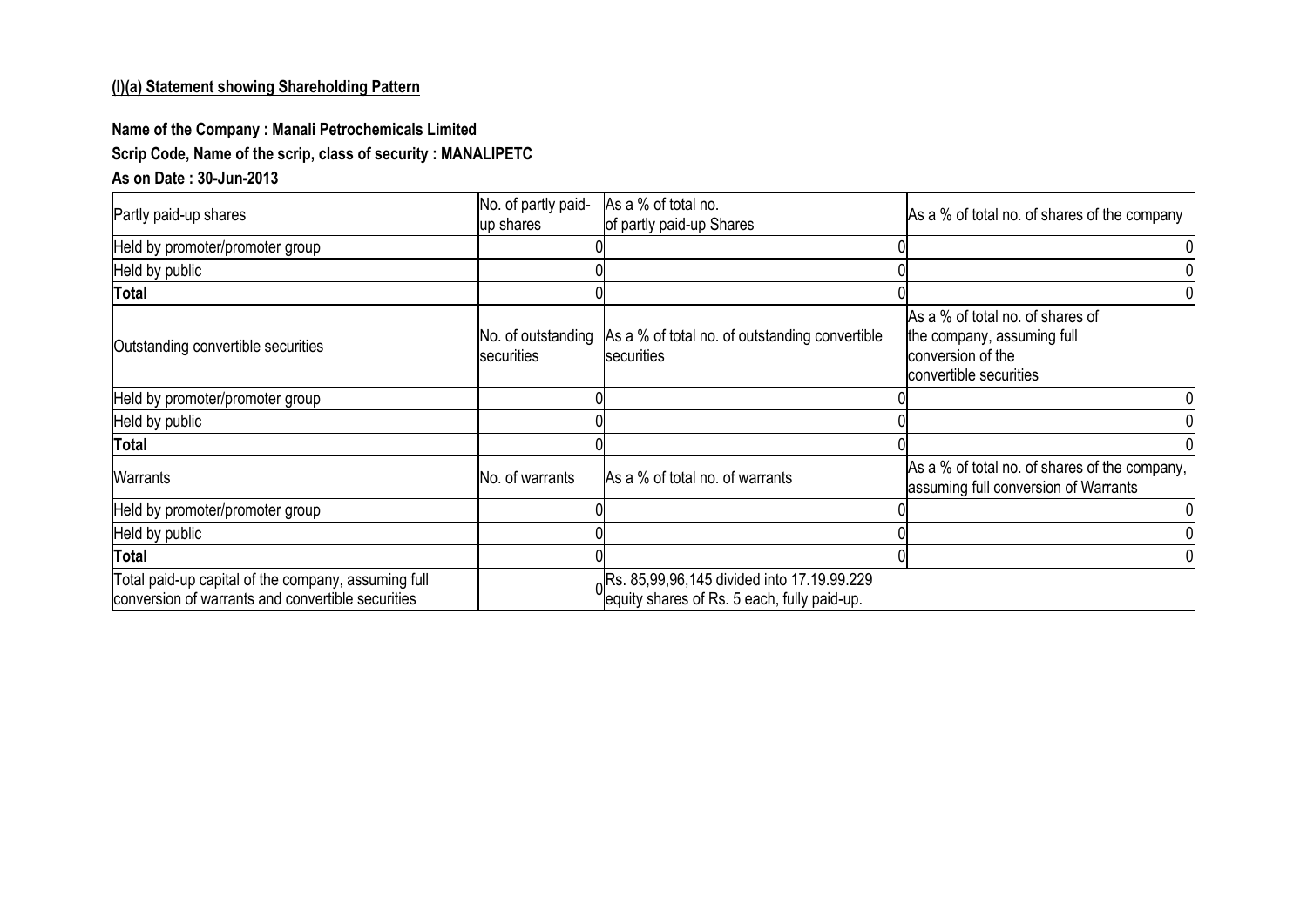**(I)(a) Statement showing Shareholding Pattern**

**Name of the Company : Manali Petrochemicals Limited**

**Scrip Code, Name of the scrip, class of security : MANALIPETC**

**As on Date : 30-Jun-2013**

| Partly paid-up shares | No. of partly paid-up shares | As a % of total no. of partly paid-up Shares | As a % of total no. of shares of the company |
|---|---|---|---|
| Held by promoter/promoter group | 0 | 0 | 0 |
| Held by public | 0 | 0 | 0 |
| **Total** | 0 | 0 | 0 |
| Outstanding convertible securities | No. of outstanding securities | As a % of total no. of outstanding convertible securities | As a % of total no. of shares of the company, assuming full conversion of the convertible securities |
| Held by promoter/promoter group | 0 | 0 | 0 |
| Held by public | 0 | 0 | 0 |
| **Total** | 0 | 0 | 0 |
| Warrants | No. of warrants | As a % of total no. of warrants | As a % of total no. of shares of the company, assuming full conversion of Warrants |
| Held by promoter/promoter group | 0 | 0 | 0 |
| Held by public | 0 | 0 | 0 |
| **Total** | 0 | 0 | 0 |
| Total paid-up capital of the company, assuming full conversion of warrants and convertible securities | 0 | Rs. 85,99,96,145 divided into 17.19.99.229 equity shares of Rs. 5 each, fully paid-up. | |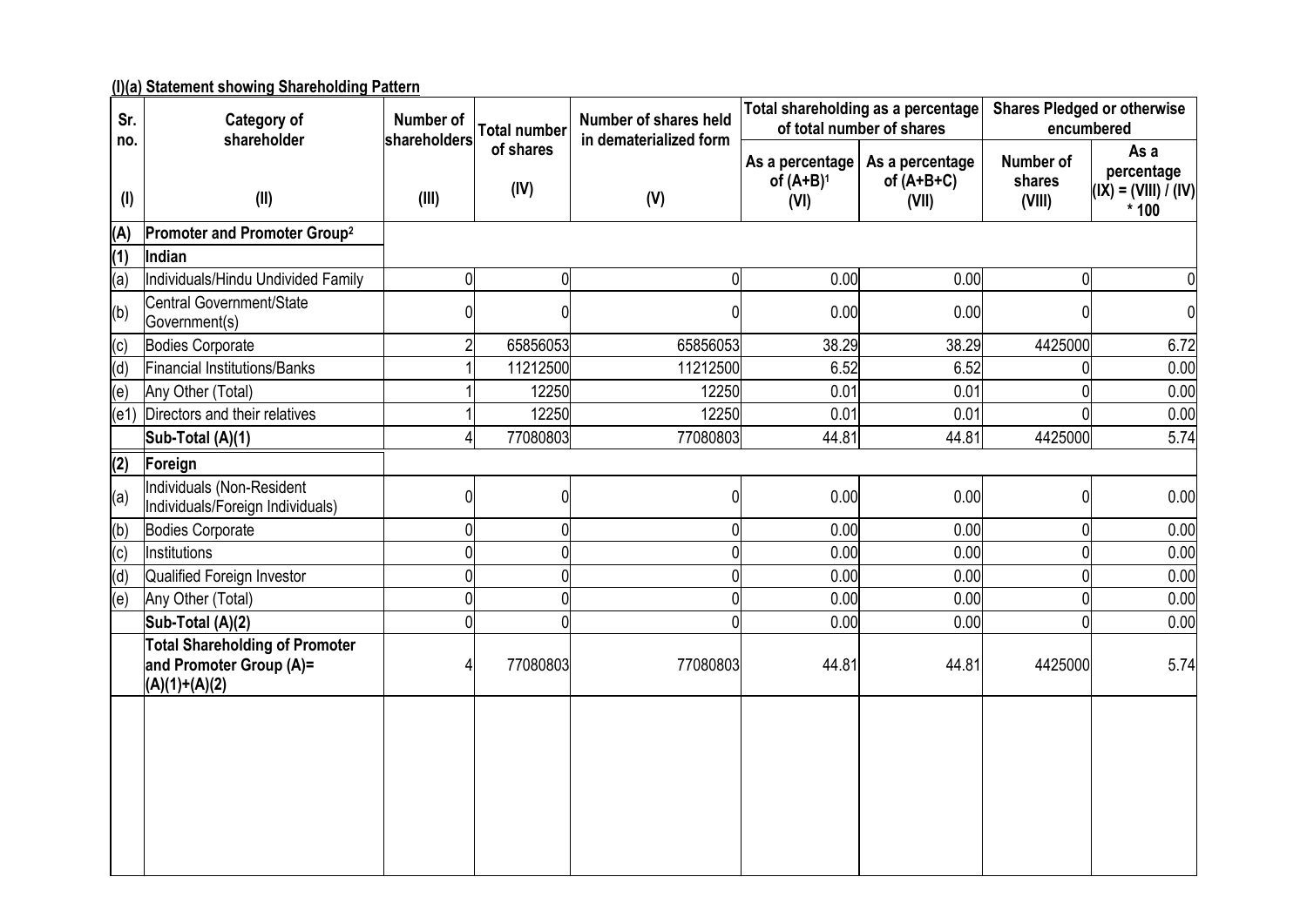**(I)(a) Statement showing Shareholding Pattern**

| Sr. no. | Category of shareholder | Number of shareholders | Total number of shares | Number of shares held in dematerialized form | Total shareholding as a percentage of total number of shares | | Shares Pledged or otherwise encumbered | |
|---|---|---|---|---|---|---|---|---|
| | | | | | As a percentage of (A+B)[1] | As a percentage of (A+B+C) | Number of shares | As a percentage |
| (I) | (II) | (III) | (IV) | (V) | (VI) | (VII) | (VIII) | (IX) = (VIII) / (IV) * 100 |
| **(A)** | **Promoter and Promoter Group[2]** | | | | | | | |
| **(1)** | **Indian** | | | | | | | |
| (a) | Individuals/Hindu Undivided Family | 0 | 0 | 0 | 0.00 | 0.00 | 0 | 0 |
| (b) | Central Government/State Government(s) | 0 | 0 | 0 | 0.00 | 0.00 | 0 | 0 |
| (c) | Bodies Corporate | 2 | 65856053 | 65856053 | 38.29 | 38.29 | 4425000 | 6.72 |
| (d) | Financial Institutions/Banks | 1 | 11212500 | 11212500 | 6.52 | 6.52 | 0 | 0.00 |
| (e) | Any Other (Total) | 1 | 12250 | 12250 | 0.01 | 0.01 | 0 | 0.00 |
| (e1) | Directors and their relatives | 1 | 12250 | 12250 | 0.01 | 0.01 | 0 | 0.00 |
| | **Sub-Total (A)(1)** | 4 | 77080803 | 77080803 | 44.81 | 44.81 | 4425000 | 5.74 |
| **(2)** | **Foreign** | | | | | | | |
| (a) | Individuals (Non-Resident Individuals/Foreign Individuals) | 0 | 0 | 0 | 0.00 | 0.00 | 0 | 0.00 |
| (b) | Bodies Corporate | 0 | 0 | 0 | 0.00 | 0.00 | 0 | 0.00 |
| (c) | Institutions | 0 | 0 | 0 | 0.00 | 0.00 | 0 | 0.00 |
| (d) | Qualified Foreign Investor | 0 | 0 | 0 | 0.00 | 0.00 | 0 | 0.00 |
| (e) | Any Other (Total) | 0 | 0 | 0 | 0.00 | 0.00 | 0 | 0.00 |
| | **Sub-Total (A)(2)** | 0 | 0 | 0 | 0.00 | 0.00 | 0 | 0.00 |
| | **Total Shareholding of Promoter and Promoter Group (A)= (A)(1)+(A)(2)** | 4 | 77080803 | 77080803 | 44.81 | 44.81 | 4425000 | 5.74 |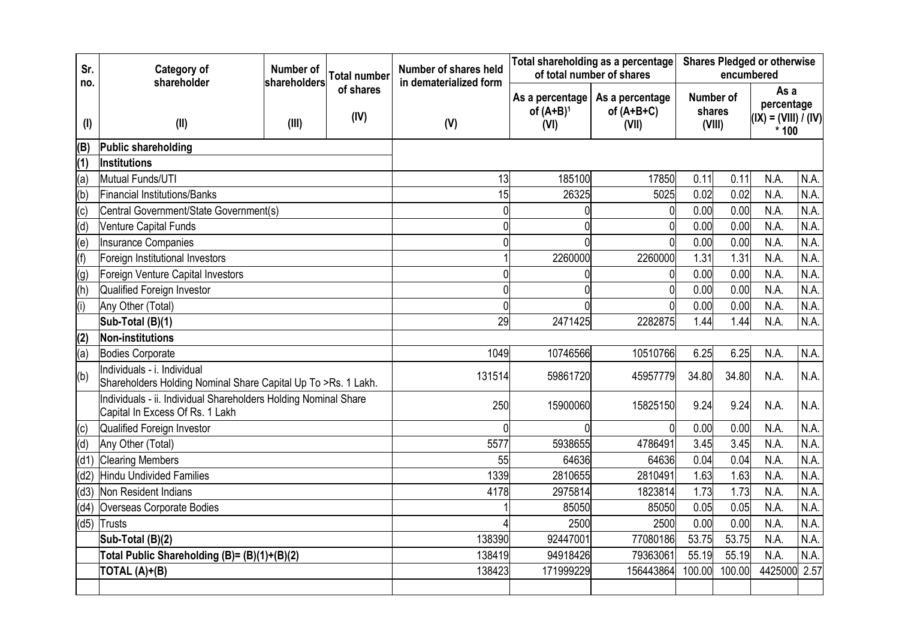| Sr. no. | Category of shareholder | Number of shareholders | Total number of shares | Number of shares held in dematerialized form | Total shareholding as a percentage of total number of shares | | Shares Pledged or otherwise encumbered | |
|---|---|---|---|---|---|---|---|---|
| | | | | | As a percentage of (A+B)[1] | As a percentage of (A+B+C) | Number of shares | As a percentage |
| (I) | (II) | (III) | (IV) | (V) | (VI) | (VII) | (VIII) | (IX) = (VIII) / (IV) * 100 |
| (B) | **Public shareholding** | | | | | | | |
| (1) | **Institutions** | | | | | | | |
| (a) | Mutual Funds/UTI | 13 | 185100 | 17850 | 0.11 | 0.11 | N.A. | N.A. |
| (b) | Financial Institutions/Banks | 15 | 26325 | 5025 | 0.02 | 0.02 | N.A. | N.A. |
| (c) | Central Government/State Government(s) | 0 | 0 | 0 | 0.00 | 0.00 | N.A. | N.A. |
| (d) | Venture Capital Funds | 0 | 0 | 0 | 0.00 | 0.00 | N.A. | N.A. |
| (e) | Insurance Companies | 0 | 0 | 0 | 0.00 | 0.00 | N.A. | N.A. |
| (f) | Foreign Institutional Investors | 1 | 2260000 | 2260000 | 1.31 | 1.31 | N.A. | N.A. |
| (g) | Foreign Venture Capital Investors | 0 | 0 | 0 | 0.00 | 0.00 | N.A. | N.A. |
| (h) | Qualified Foreign Investor | 0 | 0 | 0 | 0.00 | 0.00 | N.A. | N.A. |
| (i) | Any Other (Total) | 0 | 0 | 0 | 0.00 | 0.00 | N.A. | N.A. |
| | **Sub-Total (B)(1)** | 29 | 2471425 | 2282875 | 1.44 | 1.44 | N.A. | N.A. |
| (2) | **Non-institutions** | | | | | | | |
| (a) | Bodies Corporate | 1049 | 10746566 | 10510766 | 6.25 | 6.25 | N.A. | N.A. |
| (b) | Individuals - i. Individual Shareholders Holding Nominal Share Capital Up To >Rs. 1 Lakh. | 131514 | 59861720 | 45957779 | 34.80 | 34.80 | N.A. | N.A. |
| | Individuals - ii. Individual Shareholders Holding Nominal Share Capital In Excess Of Rs. 1 Lakh | 250 | 15900060 | 15825150 | 9.24 | 9.24 | N.A. | N.A. |
| (c) | Qualified Foreign Investor | 0 | 0 | 0 | 0.00 | 0.00 | N.A. | N.A. |
| (d) | Any Other (Total) | 5577 | 5938655 | 4786491 | 3.45 | 3.45 | N.A. | N.A. |
| (d1) | Clearing Members | 55 | 64636 | 64636 | 0.04 | 0.04 | N.A. | N.A. |
| (d2) | Hindu Undivided Families | 1339 | 2810655 | 2810491 | 1.63 | 1.63 | N.A. | N.A. |
| (d3) | Non Resident Indians | 4178 | 2975814 | 1823814 | 1.73 | 1.73 | N.A. | N.A. |
| (d4) | Overseas Corporate Bodies | 1 | 85050 | 85050 | 0.05 | 0.05 | N.A. | N.A. |
| (d5) | Trusts | 4 | 2500 | 2500 | 0.00 | 0.00 | N.A. | N.A. |
| | **Sub-Total (B)(2)** | 138390 | 92447001 | 77080186 | 53.75 | 53.75 | N.A. | N.A. |
| | **Total Public Shareholding (B)= (B)(1)+(B)(2)** | 138419 | 94918426 | 79363061 | 55.19 | 55.19 | N.A. | N.A. |
| | **TOTAL (A)+(B)** | 138423 | 171999229 | 156443864 | 100.00 | 100.00 | 4425000 | 2.57 |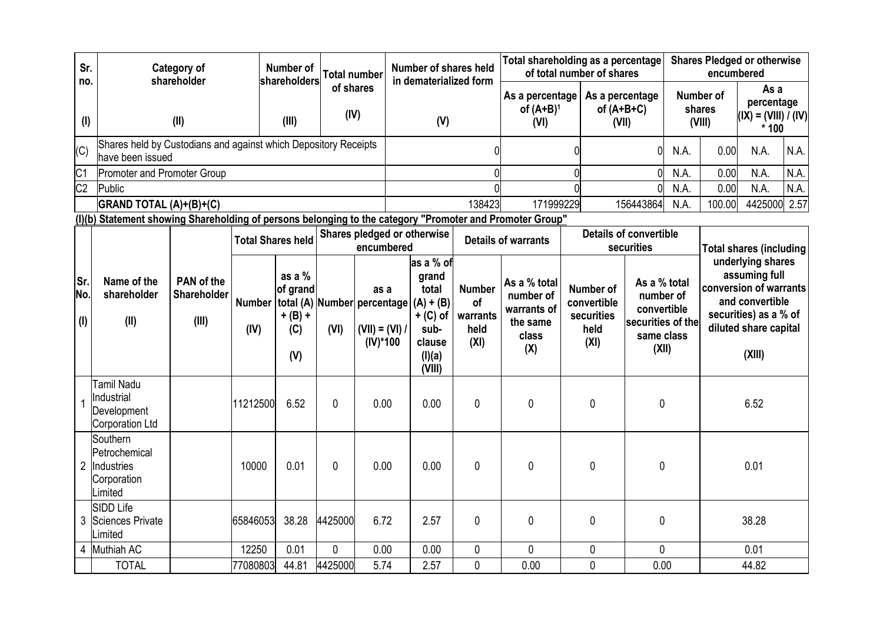| Sr. no. | Category of shareholder | Number of shareholders | Total number of shares | Number of shares held in dematerialized form | Total shareholding as a percentage of total number of shares | | Shares Pledged or otherwise encumbered | | | |
|---|---|---|---|---|---|---|---|---|---|---|
| | | | | | As a percentage of (A+B)[1] | As a percentage of (A+B+C) | Number of shares | | As a percentage (IX) = (VIII) / (IV) * 100 | |
| (I) | (II) | (III) | (IV) | (V) | (VI) | (VII) | (VIII) | | | |
| (C) | Shares held by Custodians and against which Depository Receipts have been issued | | | 0 | 0 | 0 | N.A. | 0.00 | N.A. | N.A. |
| C1 | Promoter and Promoter Group | | | 0 | 0 | 0 | N.A. | 0.00 | N.A. | N.A. |
| C2 | Public | | | 0 | 0 | 0 | N.A. | 0.00 | N.A. | N.A. |
| | GRAND TOTAL (A)+(B)+(C) | | | 138423 | 171999229 | 156443864 | N.A. | 100.00 | 4425000 | 2.57 |

**(I)(b) Statement showing Shareholding of persons belonging to the category "Promoter and Promoter Group"**

| Sr. No. | Name of the shareholder | PAN of the Shareholder | Total Shares held | | Shares pledged or otherwise encumbered | | | Details of warrants | | Details of convertible securities | | Total shares (including underlying shares assuming full conversion of warrants and convertible securities) as a % of diluted share capital |
|---|---|---|---|---|---|---|---|---|---|---|---|---|
| | | | Number | as a % of grand total (A) + (B) + (C) | Number | as a percentage | as a % of grand total (A) + (B) + (C) of sub-clause (I)(a) | Number of warrants held | As a % total number of warrants of the same class | Number of convertible securities held | As a % total number of convertible securities of the same class | |
| (I) | (II) | (III) | (IV) | (V) | (VI) | (VII) = (VI) / (IV)*100 | (VIII) | (XI) | (X) | (XI) | (XII) | (XIII) |
| 1 | Tamil Nadu Industrial Development Corporation Ltd | | 11212500 | 6.52 | 0 | 0.00 | 0.00 | 0 | 0 | 0 | 0 | 6.52 |
| 2 | Southern Petrochemical Industries Corporation Limited | | 10000 | 0.01 | 0 | 0.00 | 0.00 | 0 | 0 | 0 | 0 | 0.01 |
| 3 | SIDD Life Sciences Private Limited | | 65846053 | 38.28 | 4425000 | 6.72 | 2.57 | 0 | 0 | 0 | 0 | 38.28 |
| 4 | Muthiah AC | | 12250 | 0.01 | 0 | 0.00 | 0.00 | 0 | 0 | 0 | 0 | 0.01 |
| | TOTAL | | 77080803 | 44.81 | 4425000 | 5.74 | 2.57 | 0 | 0.00 | 0 | 0.00 | 44.82 |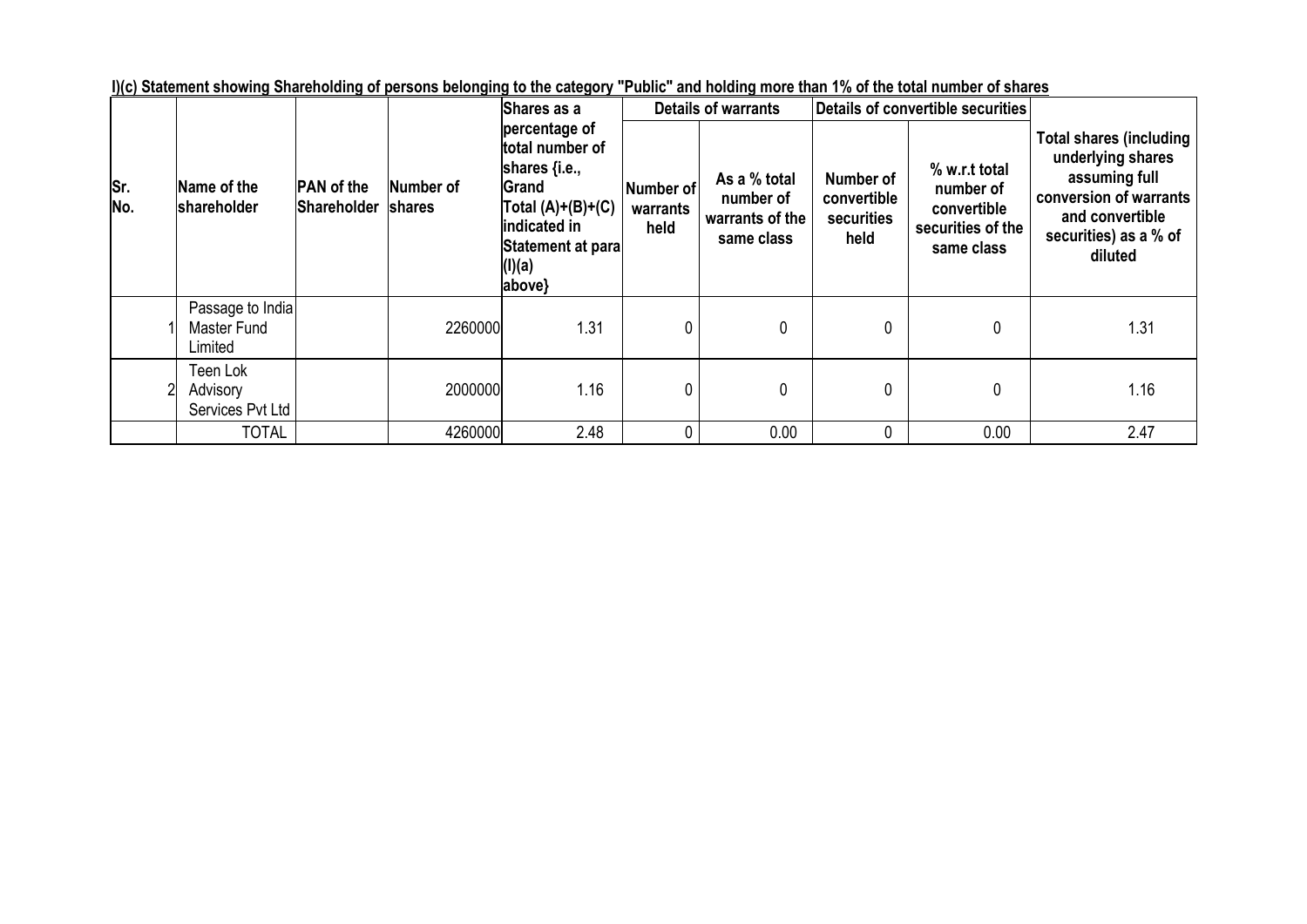I)(c) Statement showing Shareholding of persons belonging to the category "Public" and holding more than 1% of the total number of shares

| Sr. No. | Name of the shareholder | PAN of the Shareholder | Number of shares | Shares as a percentage of total number of shares {i.e., Grand Total (A)+(B)+(C) indicated in Statement at para (I)(a) above} | Details of warrants | | Details of convertible securities | | Total shares (including underlying shares assuming full conversion of warrants and convertible securities) as a % of diluted |
|---|---|---|---|---|---|---|---|---|---|
| | | | | | Number of warrants held | As a % total number of warrants of the same class | Number of convertible securities held | % w.r.t total number of convertible securities of the same class | |
| 1 | Passage to India Master Fund Limited | | 2260000 | 1.31 | 0 | 0 | 0 | 0 | 1.31 |
| 2 | Teen Lok Advisory Services Pvt Ltd | | 2000000 | 1.16 | 0 | 0 | 0 | 0 | 1.16 |
| | TOTAL | | 4260000 | 2.48 | 0 | 0.00 | 0 | 0.00 | 2.47 |